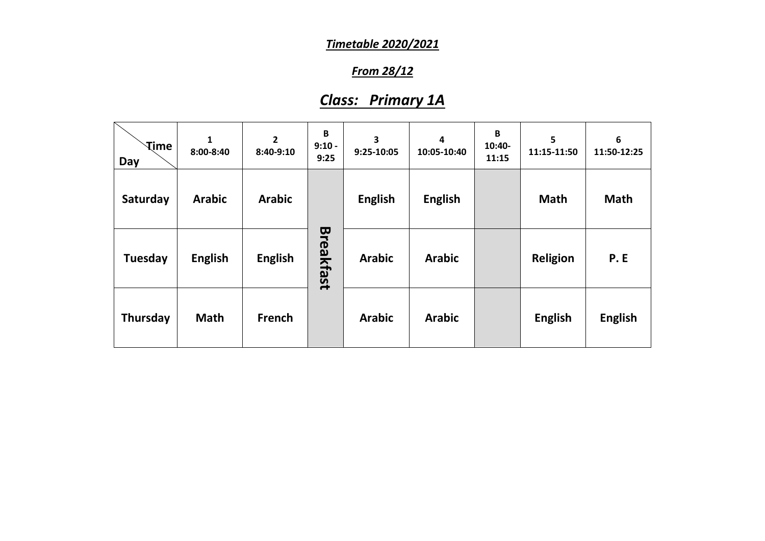***Timetable 2020/2021***

***From 28/12***

## ***Class: Primary 1A***

| Time / Day | 1<br>8:00-8:40 | 2<br>8:40-9:10 | B<br>9:10 - 9:25 | 3<br>9:25-10:05 | 4<br>10:05-10:40 | B<br>10:40-11:15 | 5<br>11:15-11:50 | 6<br>11:50-12:25 |
|---|---|---|---|---|---|---|---|---|
| **Saturday** | **Arabic** | **Arabic** | **Breakfast** | **English** | **English** | | **Math** | **Math** |
| **Tuesday** | **English** | **English** | | **Arabic** | **Arabic** | | **Religion** | **P. E** |
| **Thursday** | **Math** | **French** | | **Arabic** | **Arabic** | | **English** | **English** |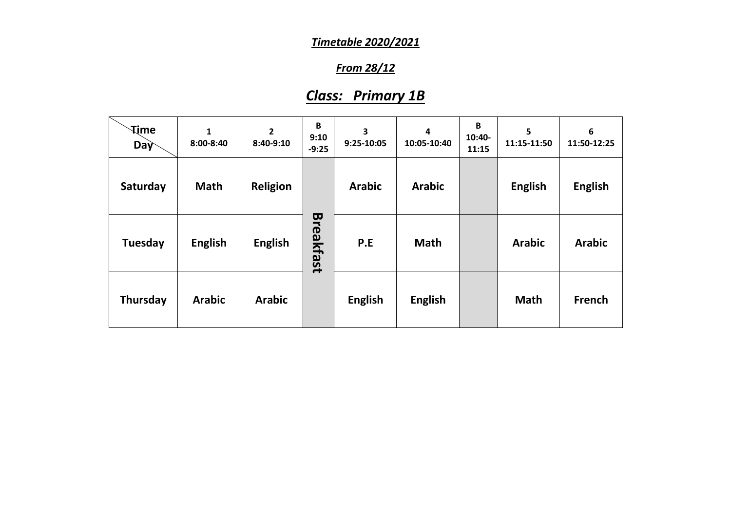***Timetable 2020/2021***

***From 28/12***

## ***Class: Primary 1B***

| Time / Day | 1<br>8:00-8:40 | 2<br>8:40-9:10 | B<br>9:10-9:25 | 3<br>9:25-10:05 | 4<br>10:05-10:40 | B<br>10:40-11:15 | 5<br>11:15-11:50 | 6<br>11:50-12:25 |
|---|---|---|---|---|---|---|---|---|
| **Saturday** | **Math** | **Religion** | **Breakfast** | **Arabic** | **Arabic** | | **English** | **English** |
| **Tuesday** | **English** | **English** | | **P.E** | **Math** | | **Arabic** | **Arabic** |
| **Thursday** | **Arabic** | **Arabic** | | **English** | **English** | | **Math** | **French** |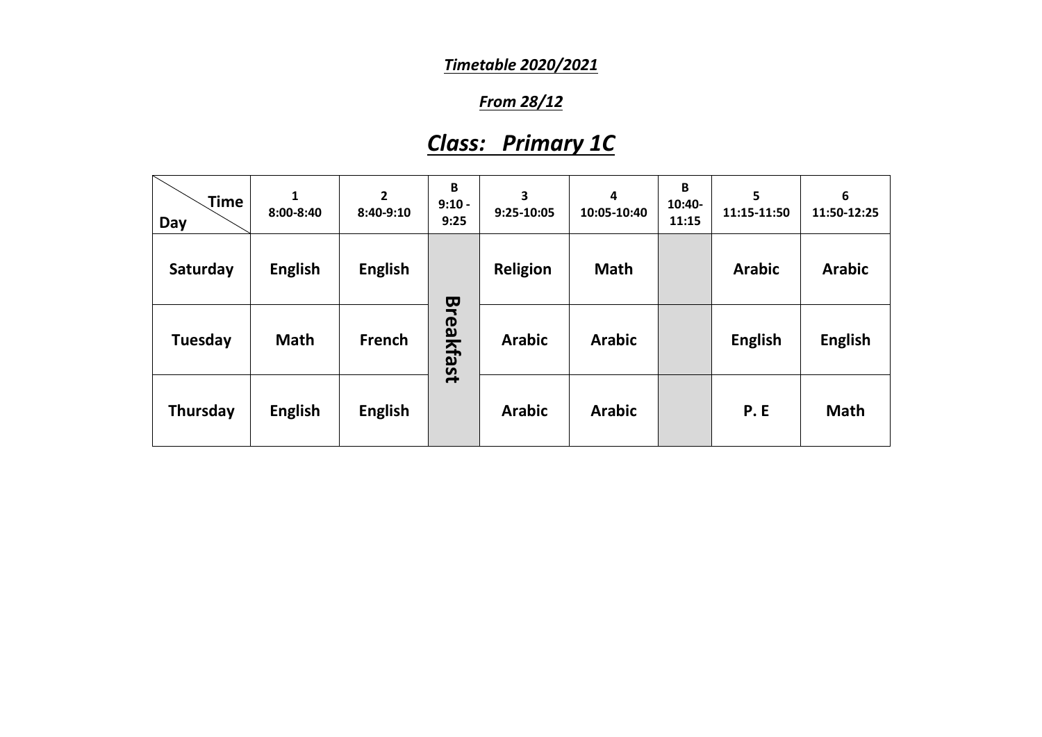***Timetable 2020/2021***

***From 28/12***

## ***Class: Primary 1C***

| Time / Day | 1 8:00-8:40 | 2 8:40-9:10 | B 9:10 - 9:25 | 3 9:25-10:05 | 4 10:05-10:40 | B 10:40-11:15 | 5 11:15-11:50 | 6 11:50-12:25 |
|---|---|---|---|---|---|---|---|---|
| **Saturday** | **English** | **English** | **Breakfast** | **Religion** | **Math** | | **Arabic** | **Arabic** |
| **Tuesday** | **Math** | **French** | | **Arabic** | **Arabic** | | **English** | **English** |
| **Thursday** | **English** | **English** | | **Arabic** | **Arabic** | | **P. E** | **Math** |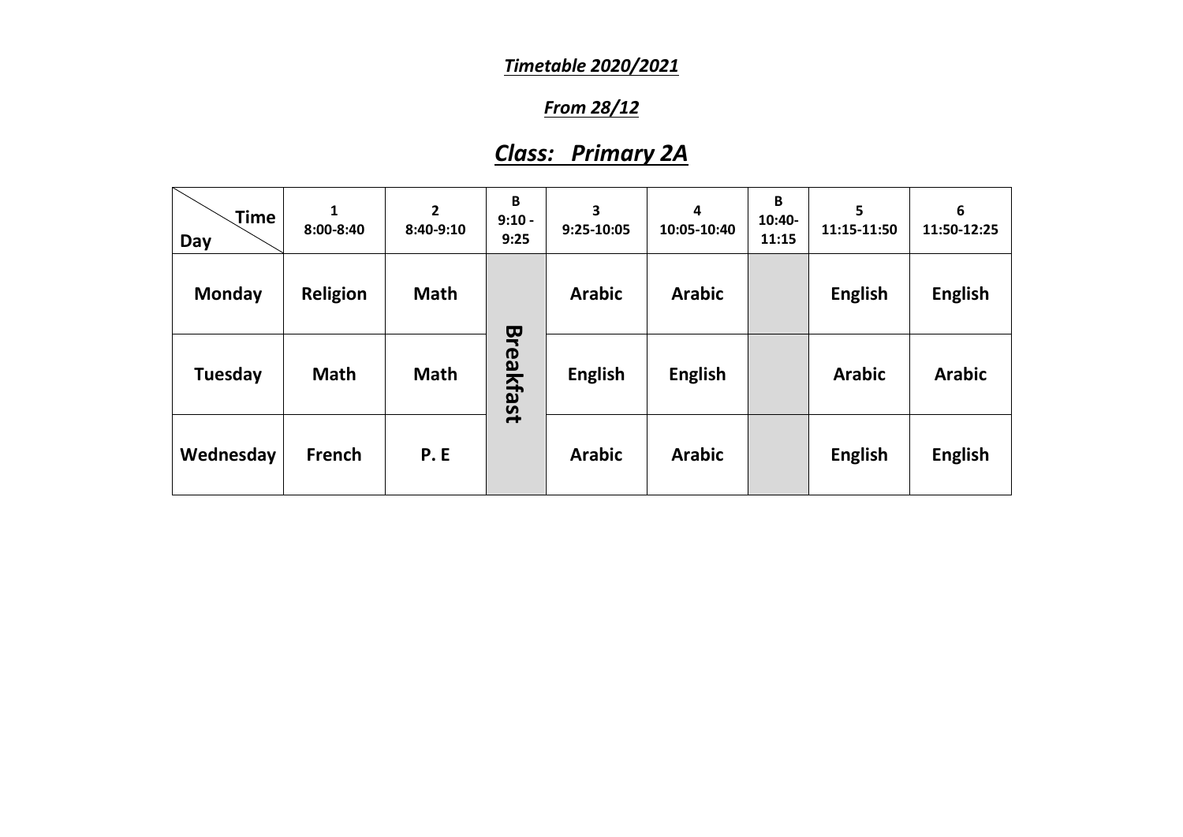***Timetable 2020/2021***

***From 28/12***

## ***Class: Primary 2A***

| Time / Day | 1<br>8:00-8:40 | 2<br>8:40-9:10 | B<br>9:10 - 9:25 | 3<br>9:25-10:05 | 4<br>10:05-10:40 | B<br>10:40-11:15 | 5<br>11:15-11:50 | 6<br>11:50-12:25 |
|---|---|---|---|---|---|---|---|---|
| **Monday** | **Religion** | **Math** | **Breakfast** | **Arabic** | **Arabic** | | **English** | **English** |
| **Tuesday** | **Math** | **Math** | | **English** | **English** | | **Arabic** | **Arabic** |
| **Wednesday** | **French** | **P. E** | | **Arabic** | **Arabic** | | **English** | **English** |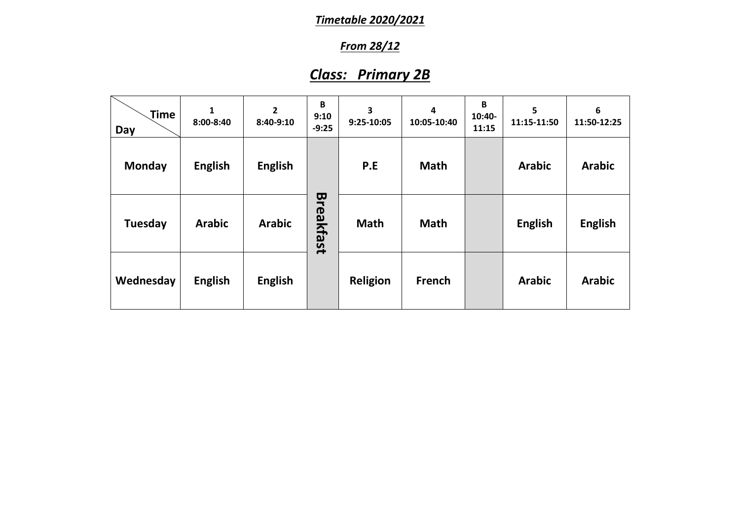***Timetable 2020/2021***

***From 28/12***

## ***Class: Primary 2B***

| Time / Day | 1<br>8:00-8:40 | 2<br>8:40-9:10 | B<br>9:10-9:25 | 3<br>9:25-10:05 | 4<br>10:05-10:40 | B<br>10:40-11:15 | 5<br>11:15-11:50 | 6<br>11:50-12:25 |
|---|---|---|---|---|---|---|---|---|
| **Monday** | **English** | **English** | | **P.E** | **Math** | | **Arabic** | **Arabic** |
| **Tuesday** | **Arabic** | **Arabic** | **Breakfast** | **Math** | **Math** | | **English** | **English** |
| **Wednesday** | **English** | **English** | | **Religion** | **French** | | **Arabic** | **Arabic** |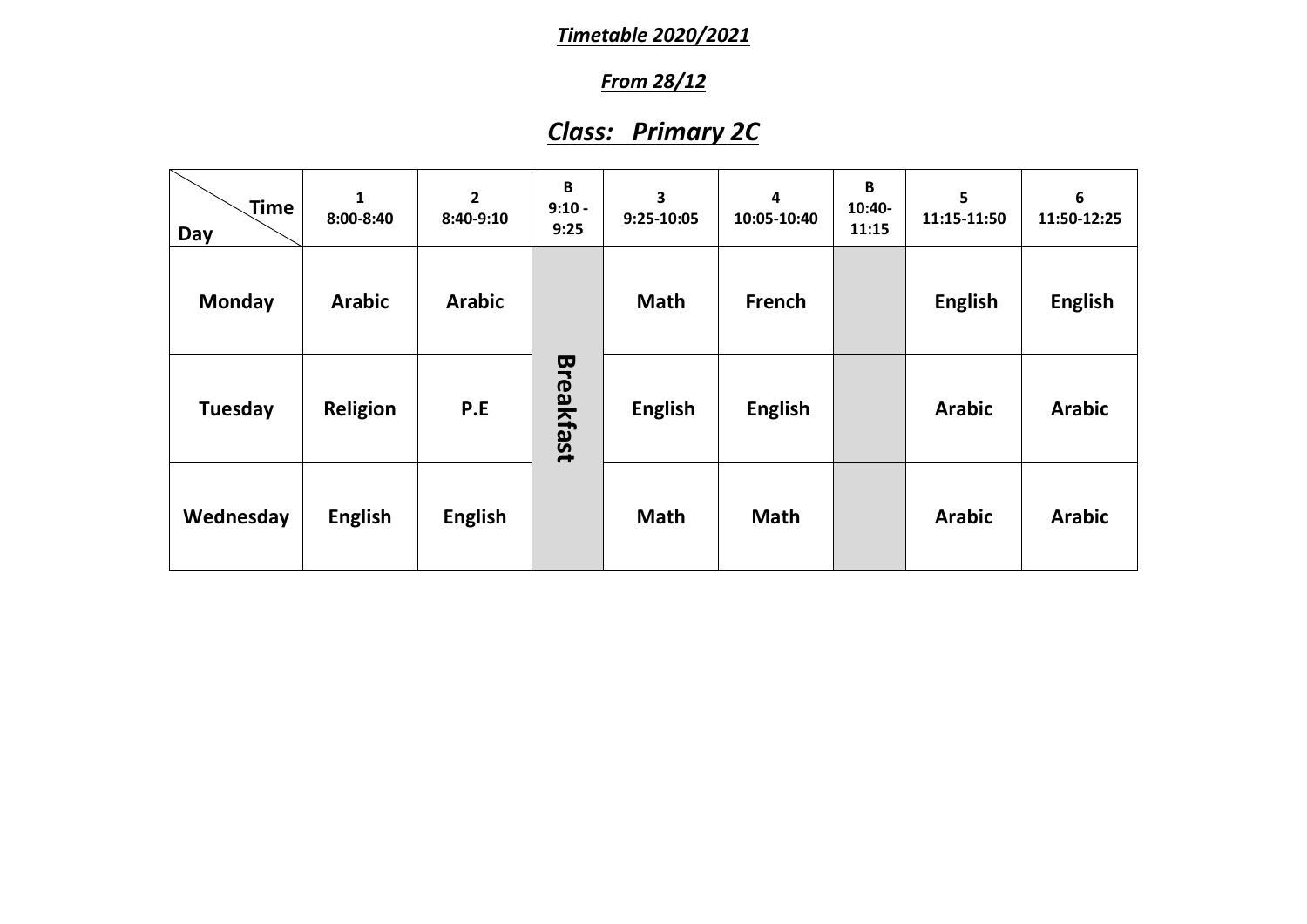***Timetable 2020/2021***

***From 28/12***

## ***Class: Primary 2C***

| Time / Day | 1<br>8:00-8:40 | 2<br>8:40-9:10 | B<br>9:10 - 9:25 | 3<br>9:25-10:05 | 4<br>10:05-10:40 | B<br>10:40-11:15 | 5<br>11:15-11:50 | 6<br>11:50-12:25 |
|---|---|---|---|---|---|---|---|---|
| **Monday** | **Arabic** | **Arabic** | **Breakfast** | **Math** | **French** | | **English** | **English** |
| **Tuesday** | **Religion** | **P.E** | | **English** | **English** | | **Arabic** | **Arabic** |
| **Wednesday** | **English** | **English** | | **Math** | **Math** | | **Arabic** | **Arabic** |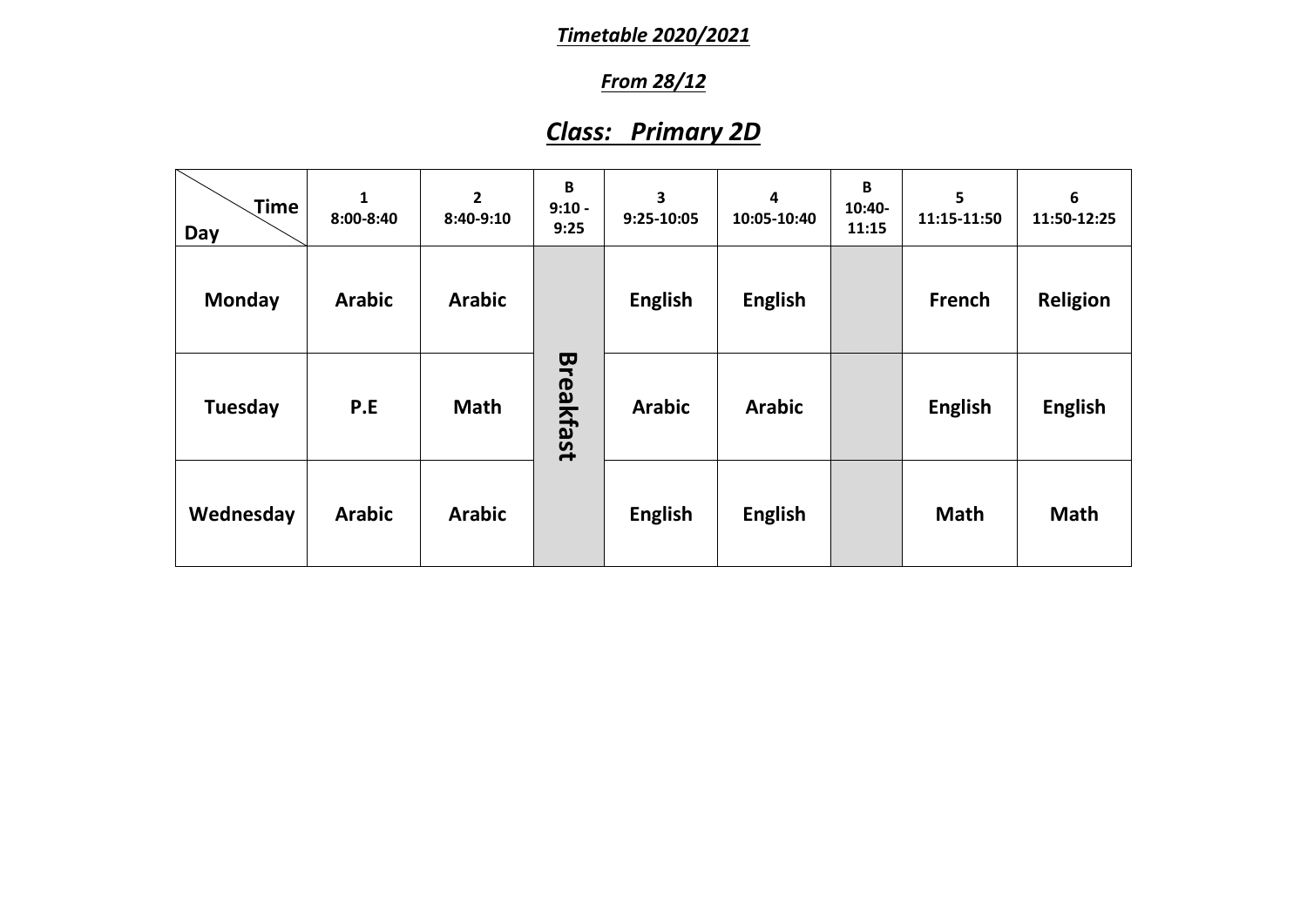***Timetable 2020/2021***

***From 28/12***

## ***Class: Primary 2D***

| Time / Day | 1<br>8:00-8:40 | 2<br>8:40-9:10 | B<br>9:10 - 9:25 | 3<br>9:25-10:05 | 4<br>10:05-10:40 | B<br>10:40-11:15 | 5<br>11:15-11:50 | 6<br>11:50-12:25 |
|---|---|---|---|---|---|---|---|---|
| **Monday** | **Arabic** | **Arabic** | **Breakfast** | **English** | **English** | | **French** | **Religion** |
| **Tuesday** | **P.E** | **Math** | | **Arabic** | **Arabic** | | **English** | **English** |
| **Wednesday** | **Arabic** | **Arabic** | | **English** | **English** | | **Math** | **Math** |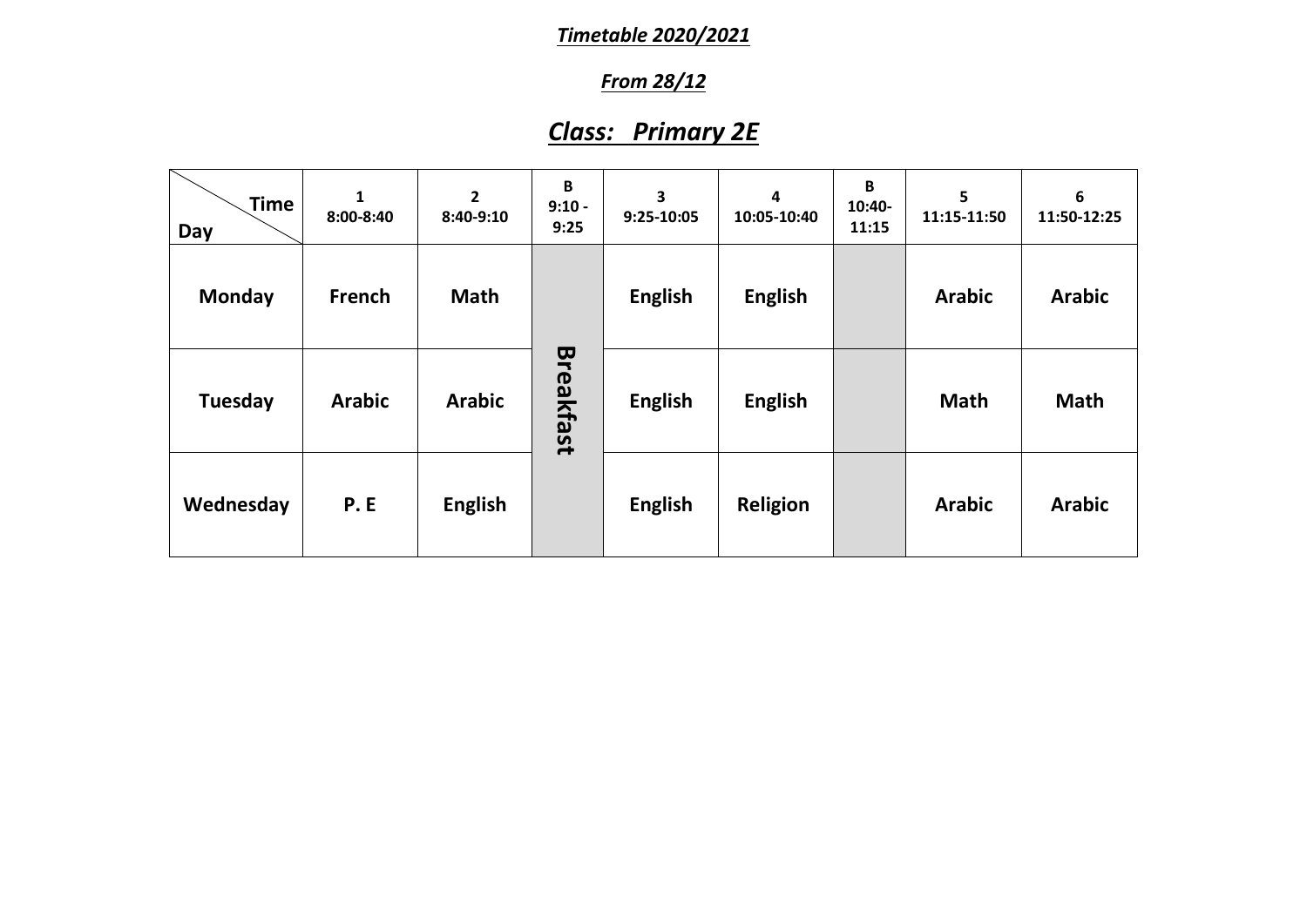***Timetable 2020/2021***

***From 28/12***

## ***Class: Primary 2E***

| Time / Day | 1 8:00-8:40 | 2 8:40-9:10 | B 9:10 - 9:25 | 3 9:25-10:05 | 4 10:05-10:40 | B 10:40-11:15 | 5 11:15-11:50 | 6 11:50-12:25 |
|---|---|---|---|---|---|---|---|---|
| **Monday** | **French** | **Math** | **Breakfast** | **English** | **English** | | **Arabic** | **Arabic** |
| **Tuesday** | **Arabic** | **Arabic** | | **English** | **English** | | **Math** | **Math** |
| **Wednesday** | **P. E** | **English** | | **English** | **Religion** | | **Arabic** | **Arabic** |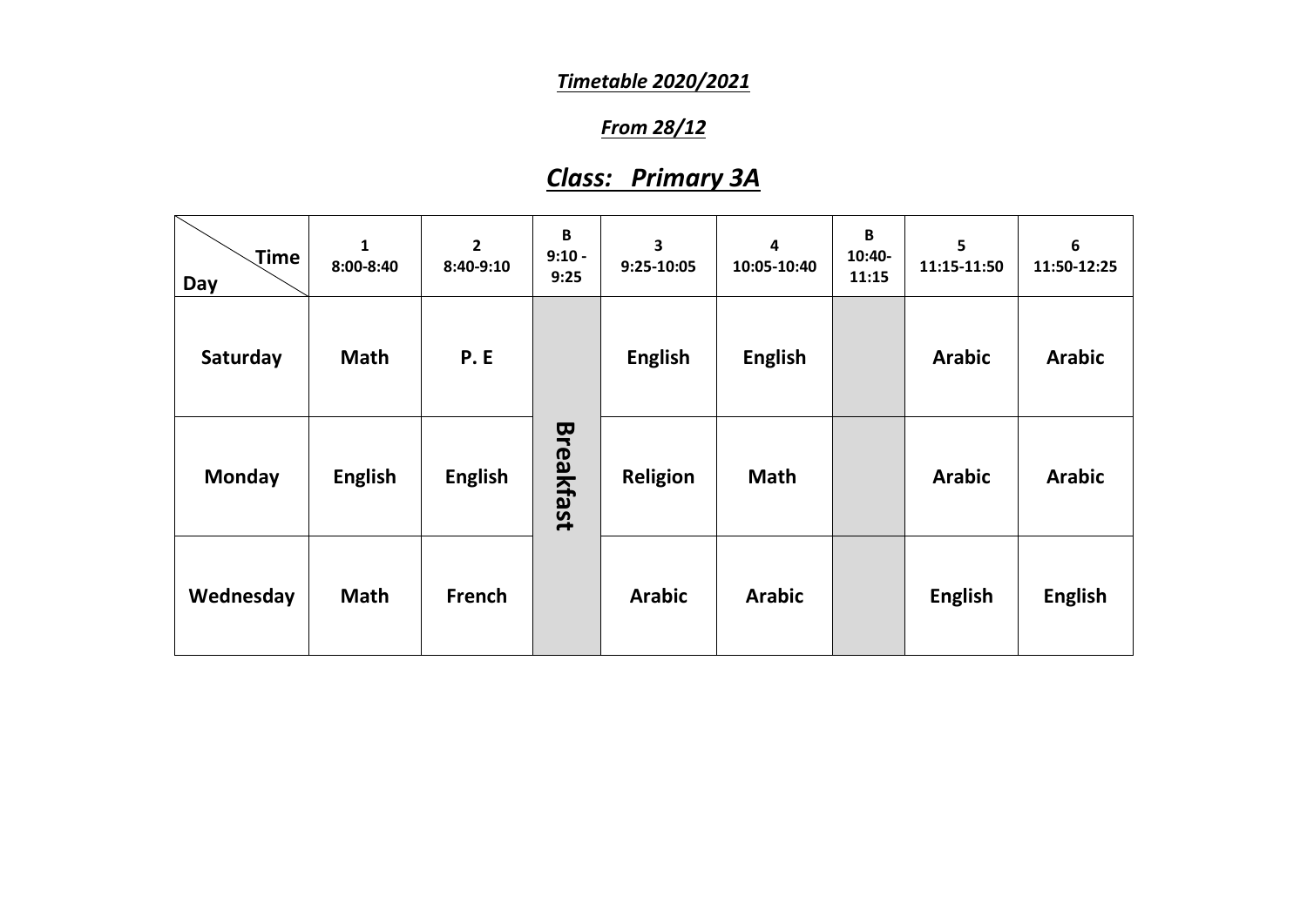***Timetable 2020/2021***

***From 28/12***

## ***Class: Primary 3A***

| Time / Day | 1<br>8:00-8:40 | 2<br>8:40-9:10 | B<br>9:10 - 9:25 | 3<br>9:25-10:05 | 4<br>10:05-10:40 | B<br>10:40-11:15 | 5<br>11:15-11:50 | 6<br>11:50-12:25 |
|---|---|---|---|---|---|---|---|---|
| **Saturday** | **Math** | **P. E** | **Breakfast** | **English** | **English** | | **Arabic** | **Arabic** |
| **Monday** | **English** | **English** | | **Religion** | **Math** | | **Arabic** | **Arabic** |
| **Wednesday** | **Math** | **French** | | **Arabic** | **Arabic** | | **English** | **English** |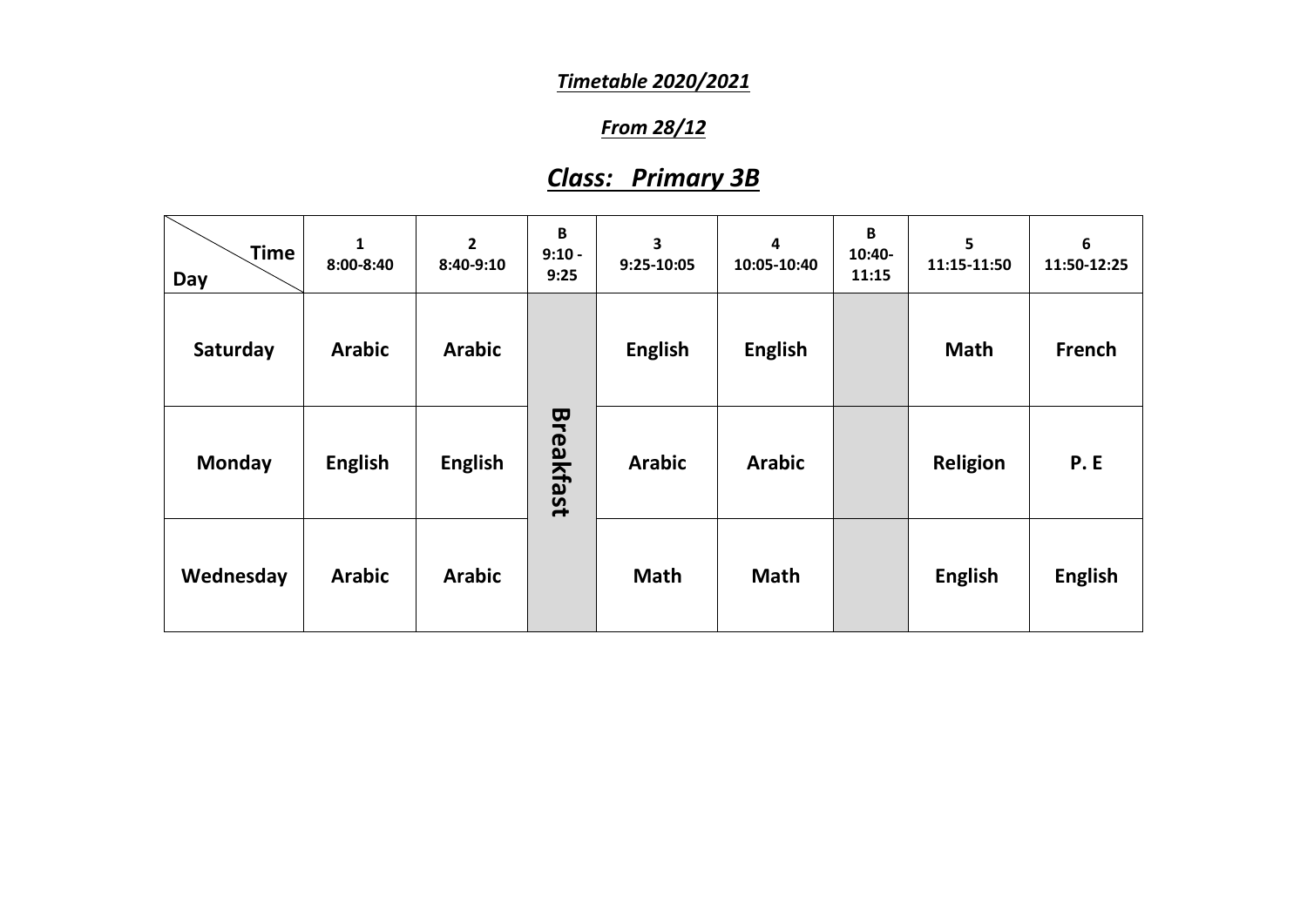***Timetable 2020/2021***

***From 28/12***

## ***Class: Primary 3B***

| Time / Day | 1 8:00-8:40 | 2 8:40-9:10 | B 9:10 - 9:25 | 3 9:25-10:05 | 4 10:05-10:40 | B 10:40-11:15 | 5 11:15-11:50 | 6 11:50-12:25 |
|---|---|---|---|---|---|---|---|---|
| **Saturday** | **Arabic** | **Arabic** | **Breakfast** | **English** | **English** | | **Math** | **French** |
| **Monday** | **English** | **English** | | **Arabic** | **Arabic** | | **Religion** | **P. E** |
| **Wednesday** | **Arabic** | **Arabic** | | **Math** | **Math** | | **English** | **English** |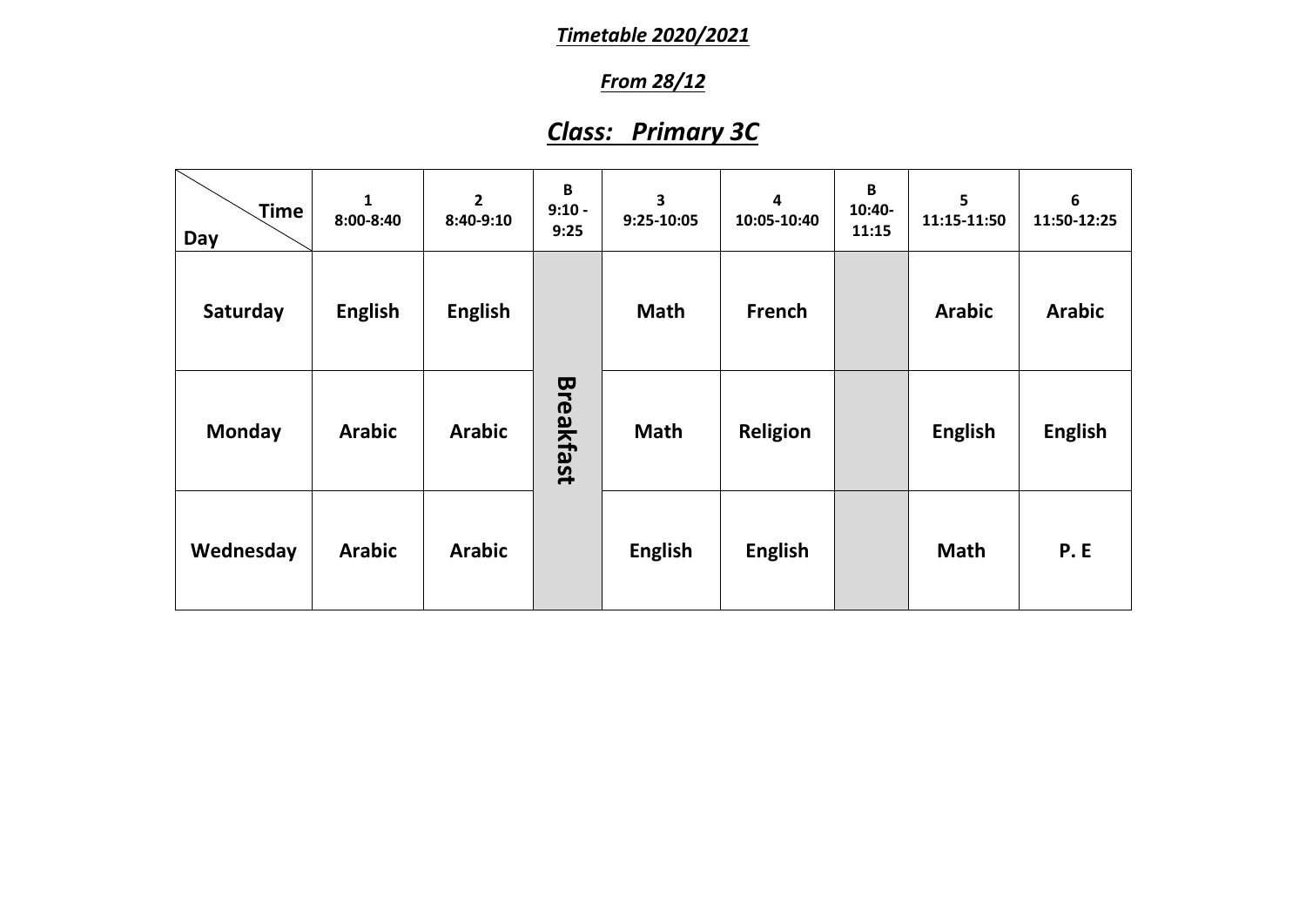***Timetable 2020/2021***

***From 28/12***

## ***Class: Primary 3C***

| Time / Day | 1<br>8:00-8:40 | 2<br>8:40-9:10 | B<br>9:10 - 9:25 | 3<br>9:25-10:05 | 4<br>10:05-10:40 | B<br>10:40-11:15 | 5<br>11:15-11:50 | 6<br>11:50-12:25 |
|---|---|---|---|---|---|---|---|---|
| **Saturday** | **English** | **English** | **Breakfast** | **Math** | **French** | | **Arabic** | **Arabic** |
| **Monday** | **Arabic** | **Arabic** | | **Math** | **Religion** | | **English** | **English** |
| **Wednesday** | **Arabic** | **Arabic** | | **English** | **English** | | **Math** | **P. E** |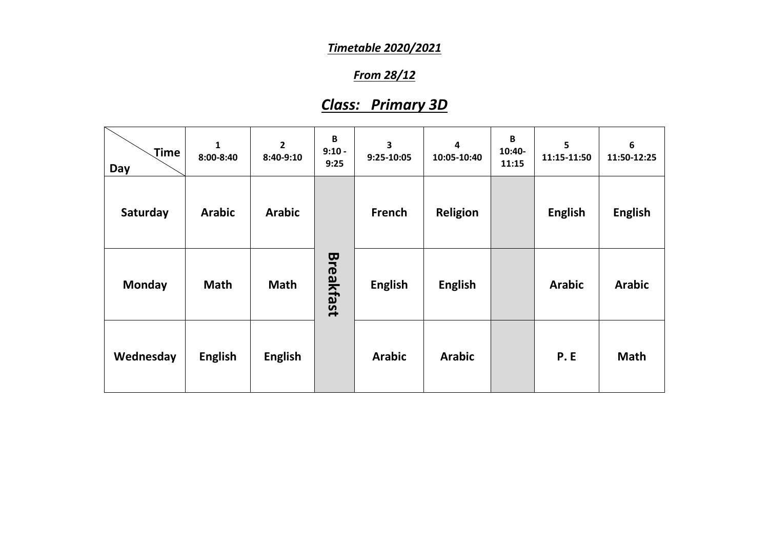***Timetable 2020/2021***

***From 28/12***

## ***Class: Primary 3D***

| Time / Day | 1<br>8:00-8:40 | 2<br>8:40-9:10 | B<br>9:10 - 9:25 | 3<br>9:25-10:05 | 4<br>10:05-10:40 | B<br>10:40-11:15 | 5<br>11:15-11:50 | 6<br>11:50-12:25 |
|---|---|---|---|---|---|---|---|---|
| **Saturday** | **Arabic** | **Arabic** | **Breakfast** | **French** | **Religion** | | **English** | **English** |
| **Monday** | **Math** | **Math** | | **English** | **English** | | **Arabic** | **Arabic** |
| **Wednesday** | **English** | **English** | | **Arabic** | **Arabic** | | **P. E** | **Math** |